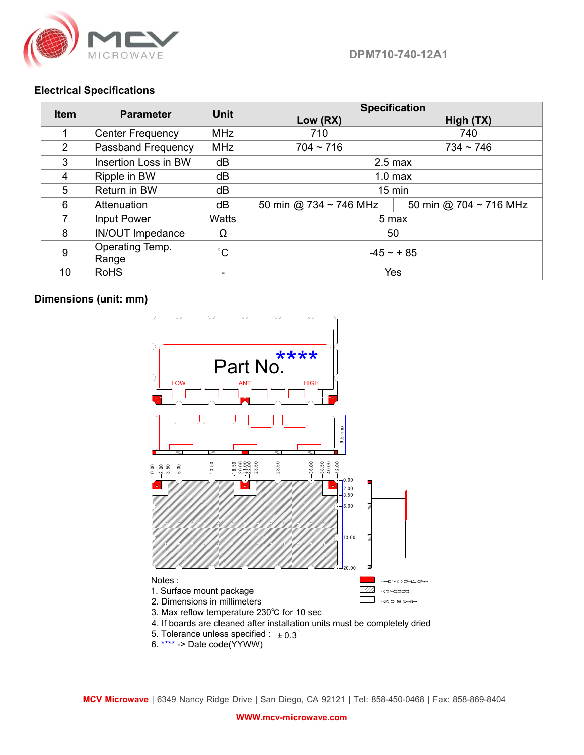DPM710-740-12A1

## Electrical Specifications

| Item | Parameter | Unit | Specification | |
|---|---|---|---|---|
| | | | Low (RX) | High (TX) |
| 1 | Center Frequency | MHz | 710 | 740 |
| 2 | Passband Frequency | MHz | 704 ~ 716 | 734 ~ 746 |
| 3 | Insertion Loss in BW | dB | 2.5 max | |
| 4 | Ripple in BW | dB | 1.0 max | |
| 5 | Return in BW | dB | 15 min | |
| 6 | Attenuation | dB | 50 min @ 734 ~ 746 MHz | 50 min @ 704 ~ 716 MHz |
| 7 | Input Power | Watts | 5 max | |
| 8 | IN/OUT Impedance | Ω | 50 | |
| 9 | Operating Temp. Range | ˚C | -45 ~ + 85 | |
| 10 | RoHS | - | Yes | |

## Dimensions (unit: mm)

Part No. ****

LOW ANT HIGH

9.5 max

0.00 2.00 3.50 6.00 13.50 18.50 20.00 21.00 22.00 23.50 28.50 36.00 38.50 40.00 42.00

0.00 2.00 3.50 6.00 13.00 20.00

Notes :
1. Surface mount package
2. Dimensions in millimeters
3. Max reflow temperature 230℃ for 10 sec
4. If boards are cleaned after installation units must be completely dried
5. Tolerance unless specified : ± 0.3
6. **** -> Date code(YYWW)

**MCV Microwave** | 6349 Nancy Ridge Drive | San Diego, CA 92121 | Tel: 858-450-0468 | Fax: 858-869-8404

WWW.mcv-microwave.com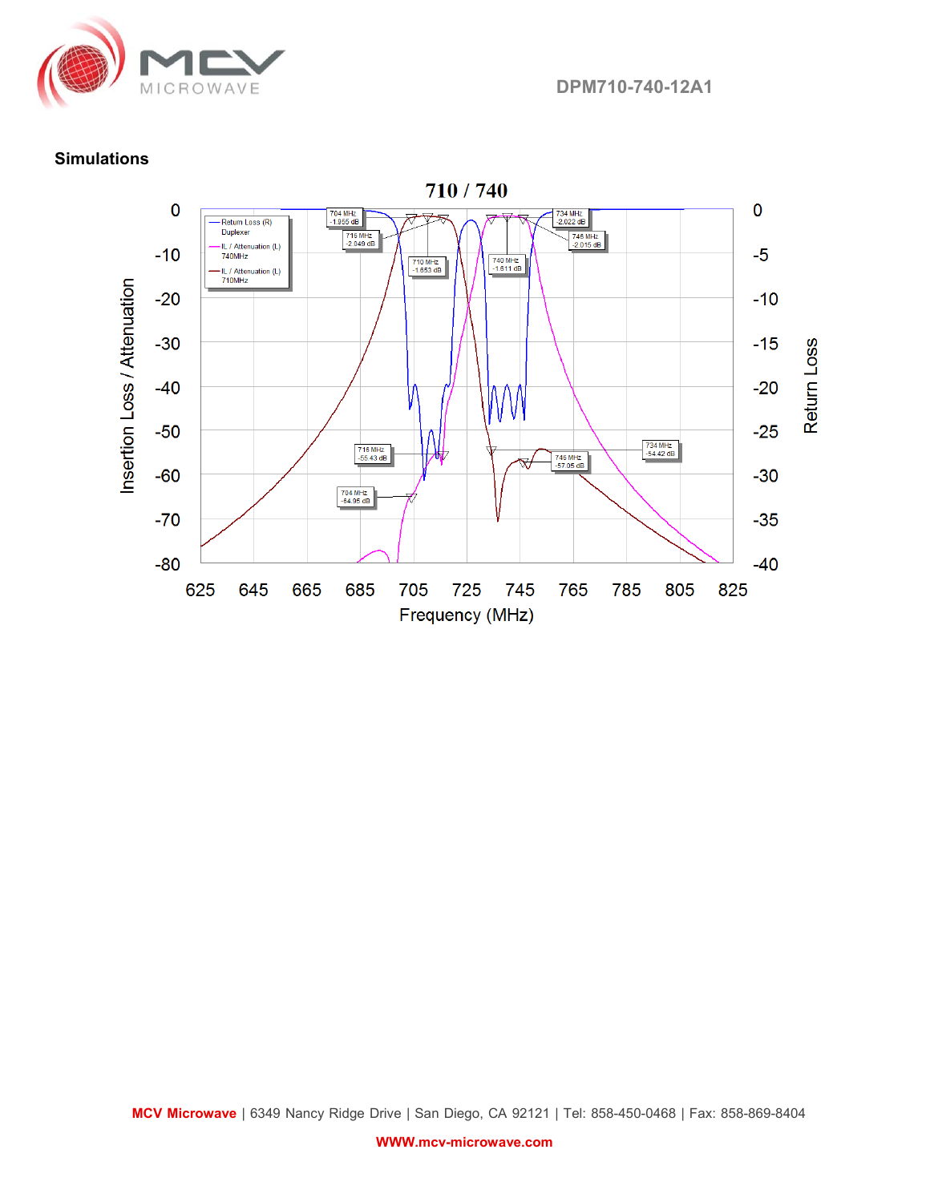## Simulations

710 / 740

Insertion Loss / Attenuation

Return Loss

Frequency (MHz)

0
-10
-20
-30
-40
-50
-60
-70
-80

0
-5
-10
-15
-20
-25
-30
-35
-40

625 645 665 685 705 725 745 765 785 805 825

Return Loss (R) Duplexer

IL / Attenuation (L) 740MHz

IL / Attenuation (L) 710MHz

704 MHz
-1.955 dB

716 MHz
-2.049 dB

710 MHz
-1.653 dB

740 MHz
-1.611 dB

734 MHz
-2.022 dB

746 MHz
-2.015 dB

716 MHz
-55.43 dB

704 MHz
-64.95 dB

746 MHz
-57.05 dB

734 MHz
-54.42 dB

**MCV Microwave** | 6349 Nancy Ridge Drive | San Diego, CA 92121 | Tel: 858-450-0468 | Fax: 858-869-8404

**WWW.mcv-microwave.com**